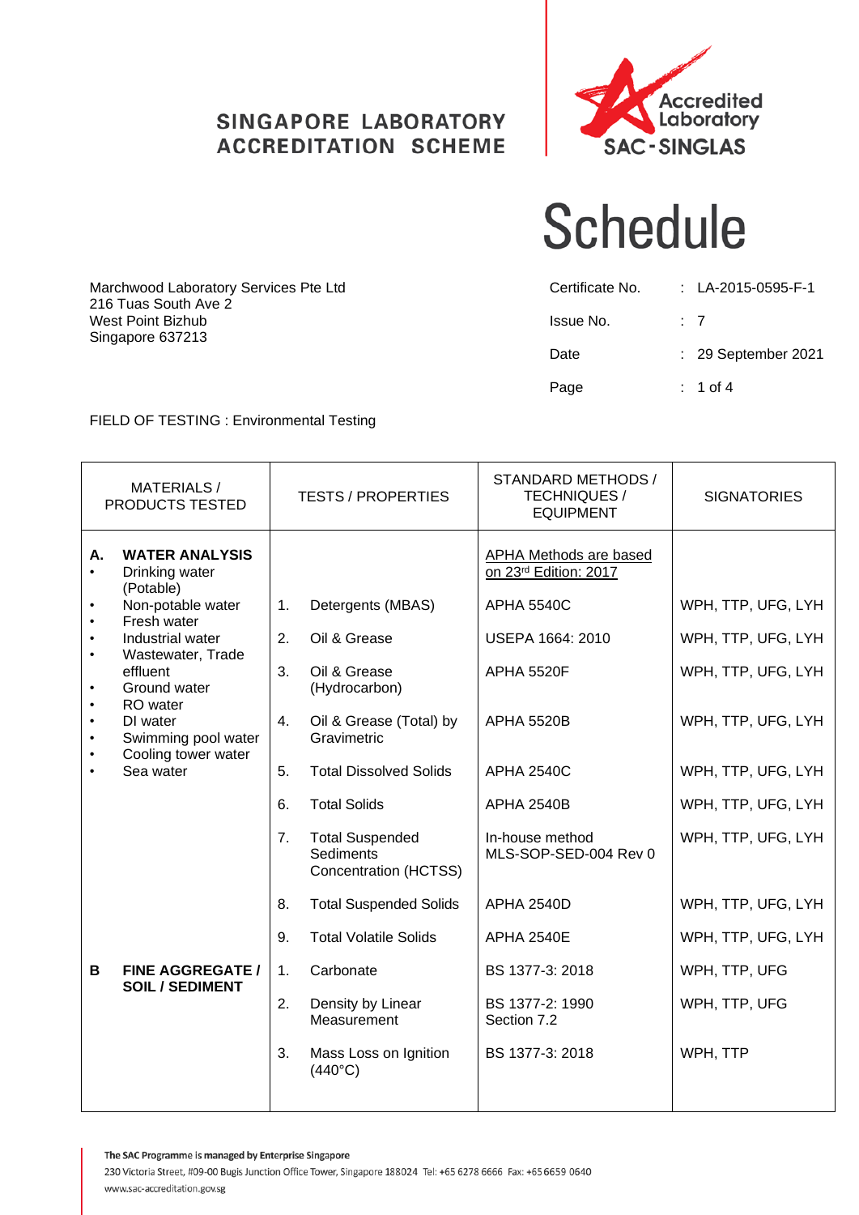SINGAPORE LABORATORY ACCREDITATION SCHEME

Accredited Laboratory SAC-SINGLAS

# Schedule

Marchwood Laboratory Services Pte Ltd
216 Tuas South Ave 2
West Point Bizhub
Singapore 637213

| | | |
|---|---|---|
| Certificate No. | : | LA-2015-0595-F-1 |
| Issue No. | : | 7 |
| Date | : | 29 September 2021 |
| Page | : | 1 of 4 |

FIELD OF TESTING : Environmental Testing

| MATERIALS / PRODUCTS TESTED | TESTS / PROPERTIES | STANDARD METHODS / TECHNIQUES / EQUIPMENT | SIGNATORIES |
|---|---|---|---|
| **A. WATER ANALYSIS**<br>• Drinking water (Potable)<br>• Non-potable water<br>• Fresh water<br>• Industrial water<br>• Wastewater, Trade effluent<br>• Ground water<br>• RO water<br>• DI water<br>• Swimming pool water<br>• Cooling tower water<br>• Sea water | | APHA Methods are based on 23rd Edition: 2017 | |
| | 1. Detergents (MBAS) | APHA 5540C | WPH, TTP, UFG, LYH |
| | 2. Oil & Grease | USEPA 1664: 2010 | WPH, TTP, UFG, LYH |
| | 3. Oil & Grease (Hydrocarbon) | APHA 5520F | WPH, TTP, UFG, LYH |
| | 4. Oil & Grease (Total) by Gravimetric | APHA 5520B | WPH, TTP, UFG, LYH |
| | 5. Total Dissolved Solids | APHA 2540C | WPH, TTP, UFG, LYH |
| | 6. Total Solids | APHA 2540B | WPH, TTP, UFG, LYH |
| | 7. Total Suspended Sediments Concentration (HCTSS) | In-house method MLS-SOP-SED-004 Rev 0 | WPH, TTP, UFG, LYH |
| | 8. Total Suspended Solids | APHA 2540D | WPH, TTP, UFG, LYH |
| | 9. Total Volatile Solids | APHA 2540E | WPH, TTP, UFG, LYH |
| **B FINE AGGREGATE / SOIL / SEDIMENT** | 1. Carbonate | BS 1377-3: 2018 | WPH, TTP, UFG |
| | 2. Density by Linear Measurement | BS 1377-2: 1990 Section 7.2 | WPH, TTP, UFG |
| | 3. Mass Loss on Ignition (440°C) | BS 1377-3: 2018 | WPH, TTP |

The SAC Programme is managed by Enterprise Singapore
230 Victoria Street, #09-00 Bugis Junction Office Tower, Singapore 188024 Tel: +65 6278 6666 Fax: +65 6659 0640
www.sac-accreditation.gov.sg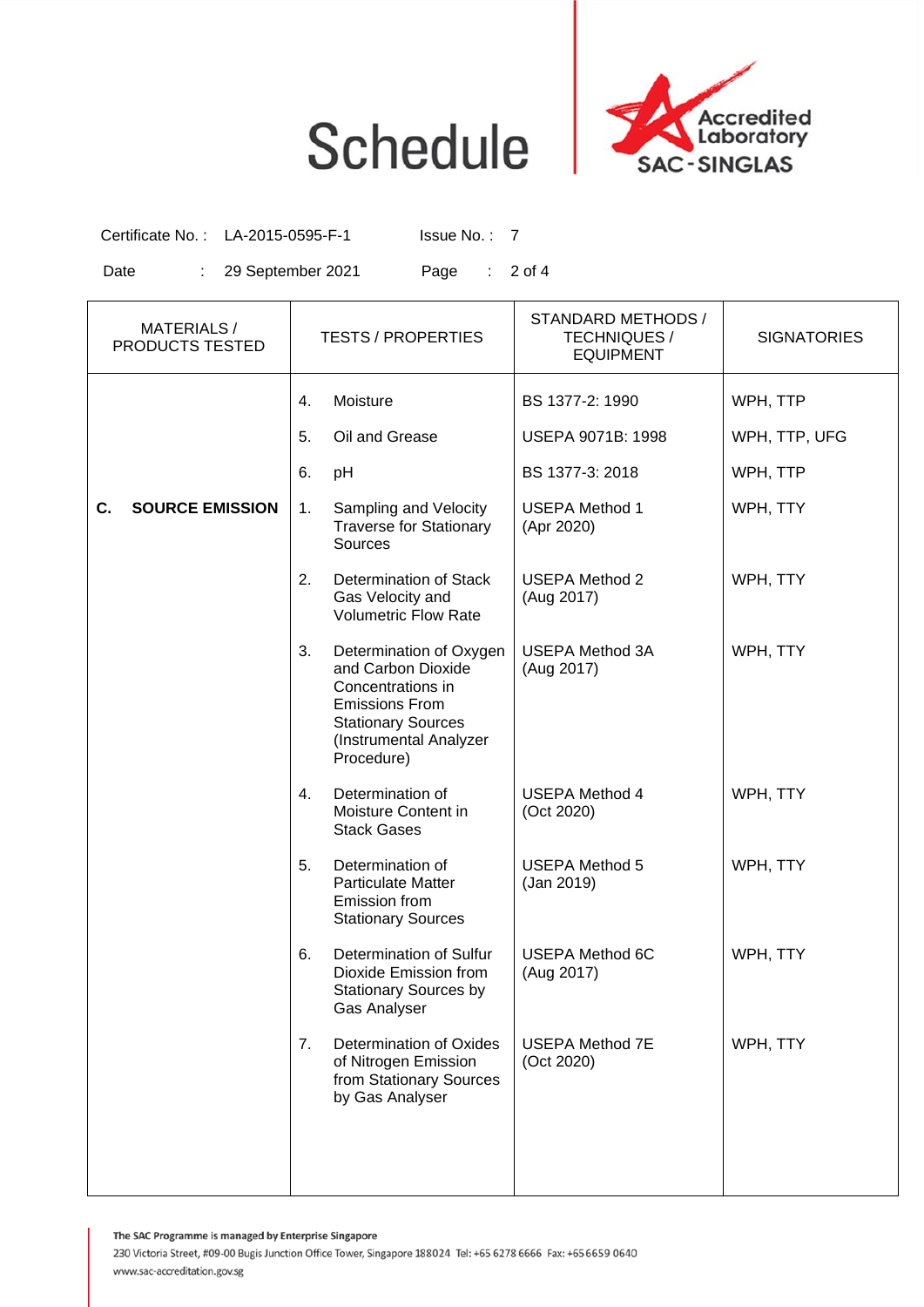# Schedule

Accredited Laboratory SAC-SINGLAS

Certificate No. : LA-2015-0595-F-1 Issue No. : 7

Date : 29 September 2021

| MATERIALS / PRODUCTS TESTED | TESTS / PROPERTIES | STANDARD METHODS / TECHNIQUES / EQUIPMENT | SIGNATORIES |
|---|---|---|---|
| | 4. Moisture | BS 1377-2: 1990 | WPH, TTP |
| | 5. Oil and Grease | USEPA 9071B: 1998 | WPH, TTP, UFG |
| | 6. pH | BS 1377-3: 2018 | WPH, TTP |
| **C. SOURCE EMISSION** | 1. Sampling and Velocity Traverse for Stationary Sources | USEPA Method 1 (Apr 2020) | WPH, TTY |
| | 2. Determination of Stack Gas Velocity and Volumetric Flow Rate | USEPA Method 2 (Aug 2017) | WPH, TTY |
| | 3. Determination of Oxygen and Carbon Dioxide Concentrations in Emissions From Stationary Sources (Instrumental Analyzer Procedure) | USEPA Method 3A (Aug 2017) | WPH, TTY |
| | 4. Determination of Moisture Content in Stack Gases | USEPA Method 4 (Oct 2020) | WPH, TTY |
| | 5. Determination of Particulate Matter Emission from Stationary Sources | USEPA Method 5 (Jan 2019) | WPH, TTY |
| | 6. Determination of Sulfur Dioxide Emission from Stationary Sources by Gas Analyser | USEPA Method 6C (Aug 2017) | WPH, TTY |
| | 7. Determination of Oxides of Nitrogen Emission from Stationary Sources by Gas Analyser | USEPA Method 7E (Oct 2020) | WPH, TTY |

The SAC Programme is managed by Enterprise Singapore
230 Victoria Street, #09-00 Bugis Junction Office Tower, Singapore 188024 Tel: +65 6278 6666 Fax: +65 6659 0640
www.sac-accreditation.gov.sg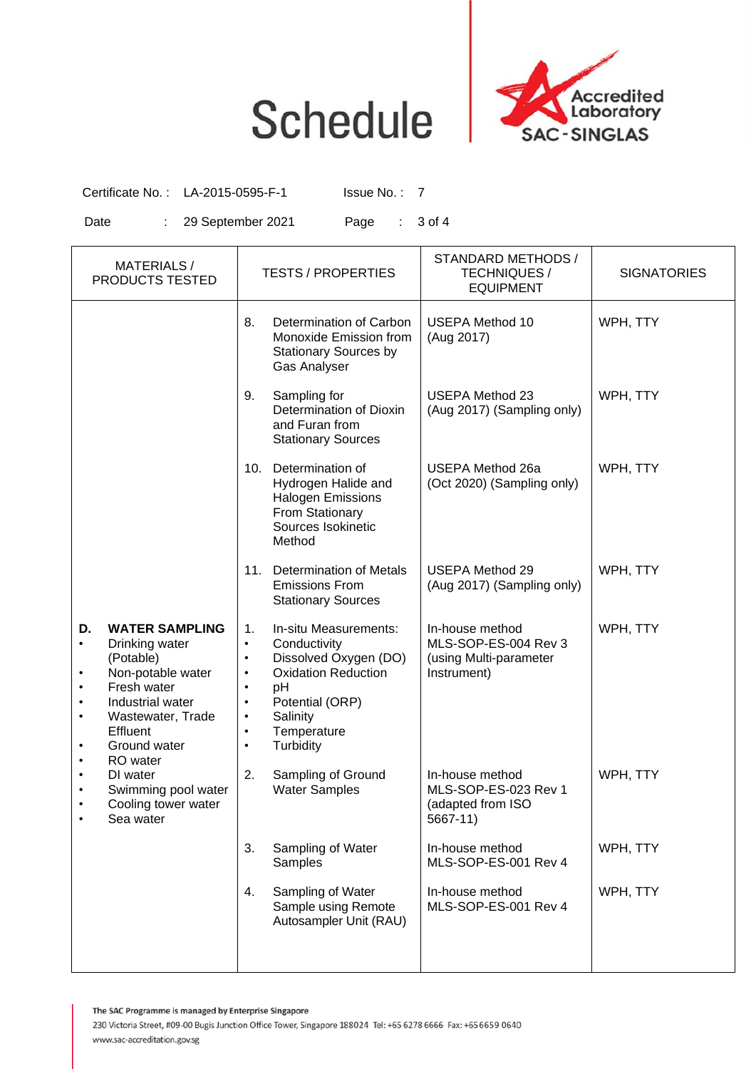# Schedule

Certificate No. : LA-2015-0595-F-1 Issue No. : 7

Date : 29 September 2021

| MATERIALS / PRODUCTS TESTED | TESTS / PROPERTIES | STANDARD METHODS / TECHNIQUES / EQUIPMENT | SIGNATORIES |
|---|---|---|---|
| | 8. Determination of Carbon Monoxide Emission from Stationary Sources by Gas Analyser | USEPA Method 10 (Aug 2017) | WPH, TTY |
| | 9. Sampling for Determination of Dioxin and Furan from Stationary Sources | USEPA Method 23 (Aug 2017) (Sampling only) | WPH, TTY |
| | 10. Determination of Hydrogen Halide and Halogen Emissions From Stationary Sources Isokinetic Method | USEPA Method 26a (Oct 2020) (Sampling only) | WPH, TTY |
| | 11. Determination of Metals Emissions From Stationary Sources | USEPA Method 29 (Aug 2017) (Sampling only) | WPH, TTY |
| **D. WATER SAMPLING**<br>• Drinking water (Potable)<br>• Non-potable water<br>• Fresh water<br>• Industrial water<br>• Wastewater, Trade Effluent<br>• Ground water<br>• RO water<br>• DI water<br>• Swimming pool water<br>• Cooling tower water<br>• Sea water | 1. In-situ Measurements:<br>• Conductivity<br>• Dissolved Oxygen (DO)<br>• Oxidation Reduction<br>• pH<br>• Potential (ORP)<br>• Salinity<br>• Temperature<br>• Turbidity | In-house method MLS-SOP-ES-004 Rev 3 (using Multi-parameter Instrument) | WPH, TTY |
| | 2. Sampling of Ground Water Samples | In-house method MLS-SOP-ES-023 Rev 1 (adapted from ISO 5667-11) | WPH, TTY |
| | 3. Sampling of Water Samples | In-house method MLS-SOP-ES-001 Rev 4 | WPH, TTY |
| | 4. Sampling of Water Sample using Remote Autosampler Unit (RAU) | In-house method MLS-SOP-ES-001 Rev 4 | WPH, TTY |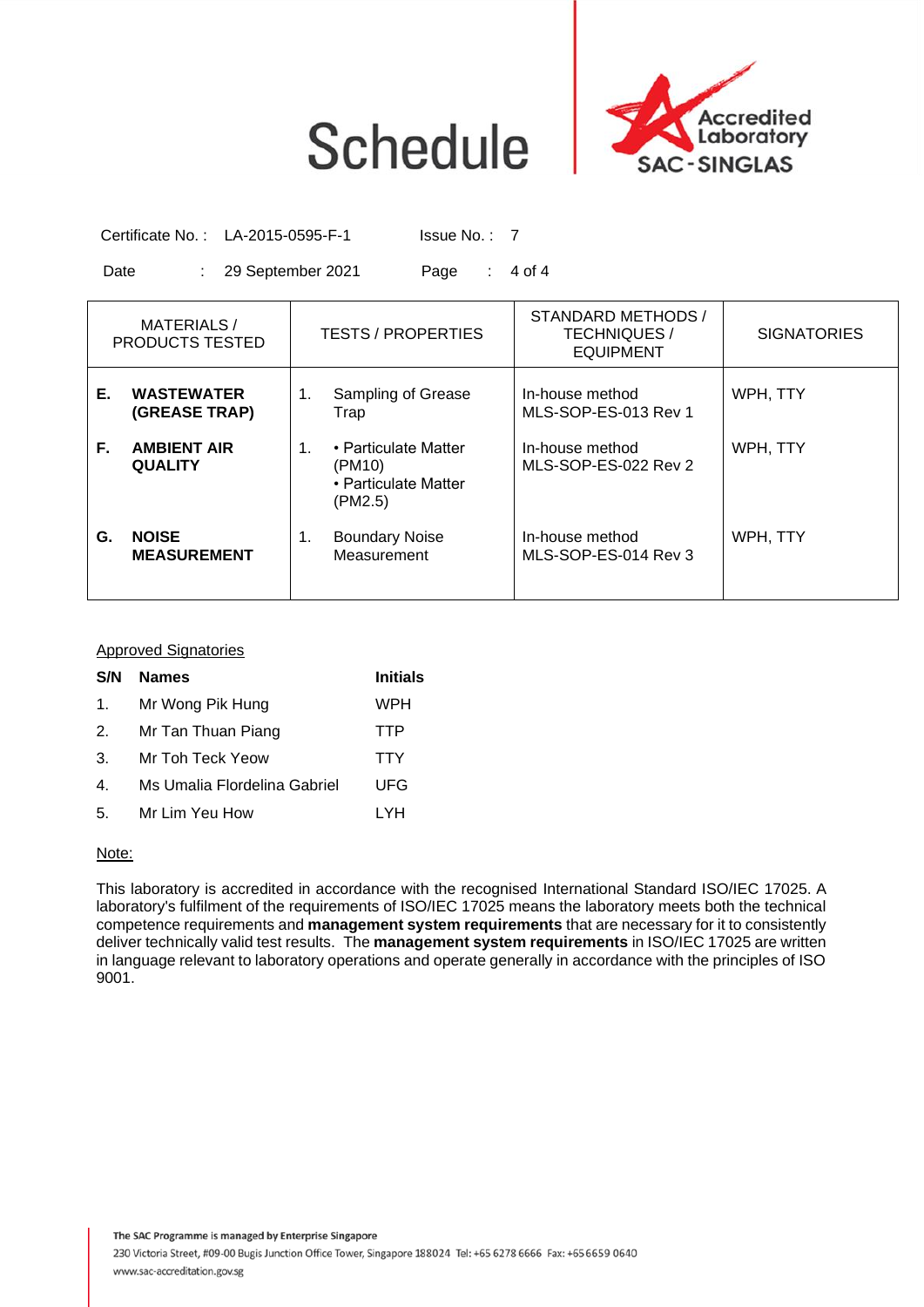# Schedule

Accredited Laboratory SAC-SINGLAS

Certificate No. : LA-2015-0595-F-1 Issue No. : 7

Date : 29 September 2021

| MATERIALS / PRODUCTS TESTED | TESTS / PROPERTIES | STANDARD METHODS / TECHNIQUES / EQUIPMENT | SIGNATORIES |
|---|---|---|---|
| **E. WASTEWATER (GREASE TRAP)** | 1. Sampling of Grease Trap | In-house method MLS-SOP-ES-013 Rev 1 | WPH, TTY |
| **F. AMBIENT AIR QUALITY** | 1. • Particulate Matter (PM10) • Particulate Matter (PM2.5) | In-house method MLS-SOP-ES-022 Rev 2 | WPH, TTY |
| **G. NOISE MEASUREMENT** | 1. Boundary Noise Measurement | In-house method MLS-SOP-ES-014 Rev 3 | WPH, TTY |

Approved Signatories

| S/N | Names | Initials |
|---|---|---|
| 1. | Mr Wong Pik Hung | WPH |
| 2. | Mr Tan Thuan Piang | TTP |
| 3. | Mr Toh Teck Yeow | TTY |
| 4. | Ms Umalia Flordelina Gabriel | UFG |
| 5. | Mr Lim Yeu How | LYH |

Note:

This laboratory is accredited in accordance with the recognised International Standard ISO/IEC 17025. A laboratory's fulfilment of the requirements of ISO/IEC 17025 means the laboratory meets both the technical competence requirements and **management system requirements** that are necessary for it to consistently deliver technically valid test results. The **management system requirements** in ISO/IEC 17025 are written in language relevant to laboratory operations and operate generally in accordance with the principles of ISO 9001.

The SAC Programme is managed by Enterprise Singapore
230 Victoria Street, #09-00 Bugis Junction Office Tower, Singapore 188024 Tel: +65 6278 6666 Fax: +65 6659 0640
www.sac-accreditation.gov.sg